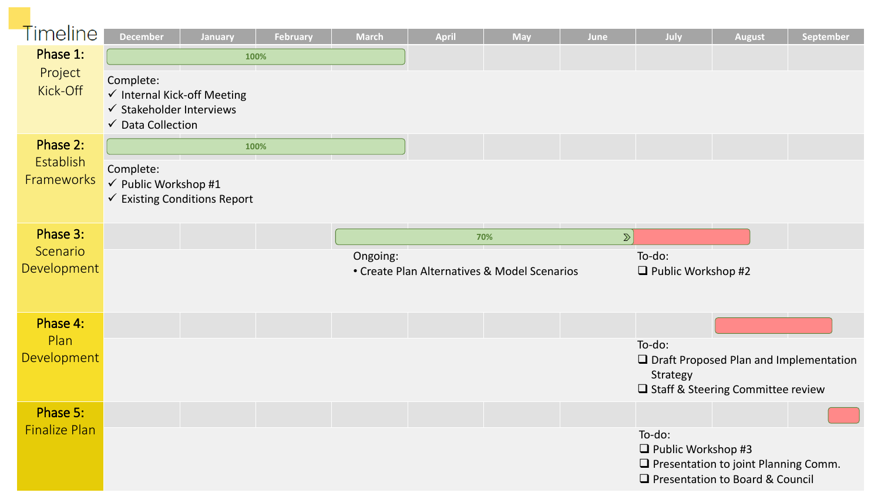# Timeline

| | December | January | February | March | April | May | June | July | August | September |
|---|---|---|---|---|---|---|---|---|---|---|

## Phase 1: Project Kick-Off

Progress: 100% (December – March)

Complete:

- ✓ Internal Kick-off Meeting
- ✓ Stakeholder Interviews
- ✓ Data Collection

## Phase 2: Establish Frameworks

Progress: 100% (December – March)

Complete:

- ✓ Public Workshop #1
- ✓ Existing Conditions Report

## Phase 3: Scenario Development

Progress: 70% (March – June); July – August remaining

Ongoing:

- Create Plan Alternatives & Model Scenarios

To-do:

- ❑ Public Workshop #2

## Phase 4: Plan Development

(August – September)

To-do:

- ❑ Draft Proposed Plan and Implementation Strategy
- ❑ Staff & Steering Committee review

## Phase 5: Finalize Plan

(September)

To-do:

- ❑ Public Workshop #3
- ❑ Presentation to joint Planning Comm.
- ❑ Presentation to Board & Council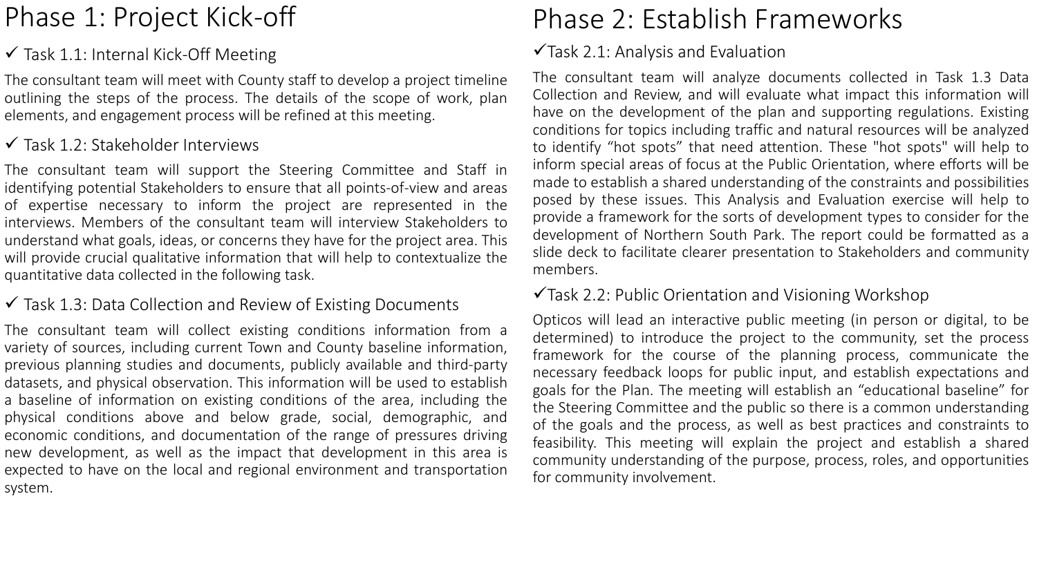# Phase 1: Project Kick-off

### ✓ Task 1.1: Internal Kick-Off Meeting

The consultant team will meet with County staff to develop a project timeline outlining the steps of the process. The details of the scope of work, plan elements, and engagement process will be refined at this meeting.

### ✓ Task 1.2: Stakeholder Interviews

The consultant team will support the Steering Committee and Staff in identifying potential Stakeholders to ensure that all points-of-view and areas of expertise necessary to inform the project are represented in the interviews. Members of the consultant team will interview Stakeholders to understand what goals, ideas, or concerns they have for the project area. This will provide crucial qualitative information that will help to contextualize the quantitative data collected in the following task.

### ✓ Task 1.3: Data Collection and Review of Existing Documents

The consultant team will collect existing conditions information from a variety of sources, including current Town and County baseline information, previous planning studies and documents, publicly available and third-party datasets, and physical observation. This information will be used to establish a baseline of information on existing conditions of the area, including the physical conditions above and below grade, social, demographic, and economic conditions, and documentation of the range of pressures driving new development, as well as the impact that development in this area is expected to have on the local and regional environment and transportation system.

# Phase 2: Establish Frameworks

### ✓Task 2.1: Analysis and Evaluation

The consultant team will analyze documents collected in Task 1.3 Data Collection and Review, and will evaluate what impact this information will have on the development of the plan and supporting regulations. Existing conditions for topics including traffic and natural resources will be analyzed to identify "hot spots" that need attention. These "hot spots" will help to inform special areas of focus at the Public Orientation, where efforts will be made to establish a shared understanding of the constraints and possibilities posed by these issues. This Analysis and Evaluation exercise will help to provide a framework for the sorts of development types to consider for the development of Northern South Park. The report could be formatted as a slide deck to facilitate clearer presentation to Stakeholders and community members.

### ✓Task 2.2: Public Orientation and Visioning Workshop

Opticos will lead an interactive public meeting (in person or digital, to be determined) to introduce the project to the community, set the process framework for the course of the planning process, communicate the necessary feedback loops for public input, and establish expectations and goals for the Plan. The meeting will establish an "educational baseline" for the Steering Committee and the public so there is a common understanding of the goals and the process, as well as best practices and constraints to feasibility. This meeting will explain the project and establish a shared community understanding of the purpose, process, roles, and opportunities for community involvement.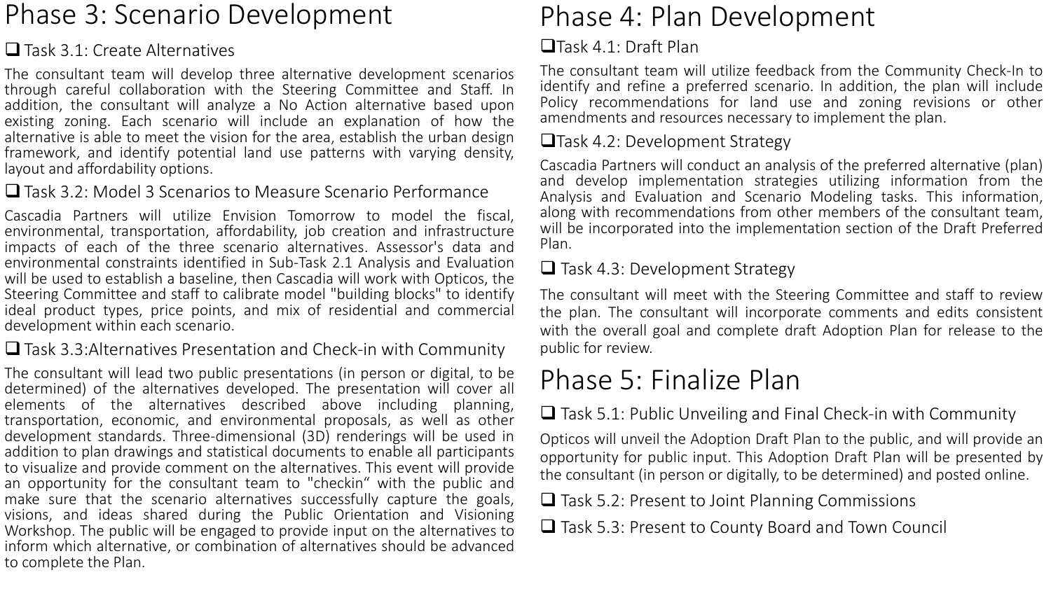# Phase 3: Scenario Development

❑ Task 3.1: Create Alternatives

The consultant team will develop three alternative development scenarios through careful collaboration with the Steering Committee and Staff. In addition, the consultant will analyze a No Action alternative based upon existing zoning. Each scenario will include an explanation of how the alternative is able to meet the vision for the area, establish the urban design framework, and identify potential land use patterns with varying density, layout and affordability options.

❑ Task 3.2: Model 3 Scenarios to Measure Scenario Performance

Cascadia Partners will utilize Envision Tomorrow to model the fiscal, environmental, transportation, affordability, job creation and infrastructure impacts of each of the three scenario alternatives. Assessor's data and environmental constraints identified in Sub-Task 2.1 Analysis and Evaluation will be used to establish a baseline, then Cascadia will work with Opticos, the Steering Committee and staff to calibrate model "building blocks" to identify ideal product types, price points, and mix of residential and commercial development within each scenario.

❑ Task 3.3:Alternatives Presentation and Check-in with Community

The consultant will lead two public presentations (in person or digital, to be determined) of the alternatives developed. The presentation will cover all elements of the alternatives described above including planning, transportation, economic, and environmental proposals, as well as other development standards. Three-dimensional (3D) renderings will be used in addition to plan drawings and statistical documents to enable all participants to visualize and provide comment on the alternatives. This event will provide an opportunity for the consultant team to "checkin“ with the public and make sure that the scenario alternatives successfully capture the goals, visions, and ideas shared during the Public Orientation and Visioning Workshop. The public will be engaged to provide input on the alternatives to inform which alternative, or combination of alternatives should be advanced to complete the Plan.

# Phase 4: Plan Development

❑Task 4.1: Draft Plan

The consultant team will utilize feedback from the Community Check-In to identify and refine a preferred scenario. In addition, the plan will include Policy recommendations for land use and zoning revisions or other amendments and resources necessary to implement the plan.

❑Task 4.2: Development Strategy

Cascadia Partners will conduct an analysis of the preferred alternative (plan) and develop implementation strategies utilizing information from the Analysis and Evaluation and Scenario Modeling tasks. This information, along with recommendations from other members of the consultant team, will be incorporated into the implementation section of the Draft Preferred Plan.

❑ Task 4.3: Development Strategy

The consultant will meet with the Steering Committee and staff to review the plan. The consultant will incorporate comments and edits consistent with the overall goal and complete draft Adoption Plan for release to the public for review.

# Phase 5: Finalize Plan

❑ Task 5.1: Public Unveiling and Final Check-in with Community

Opticos will unveil the Adoption Draft Plan to the public, and will provide an opportunity for public input. This Adoption Draft Plan will be presented by the consultant (in person or digitally, to be determined) and posted online.

❑ Task 5.2: Present to Joint Planning Commissions

❑ Task 5.3: Present to County Board and Town Council